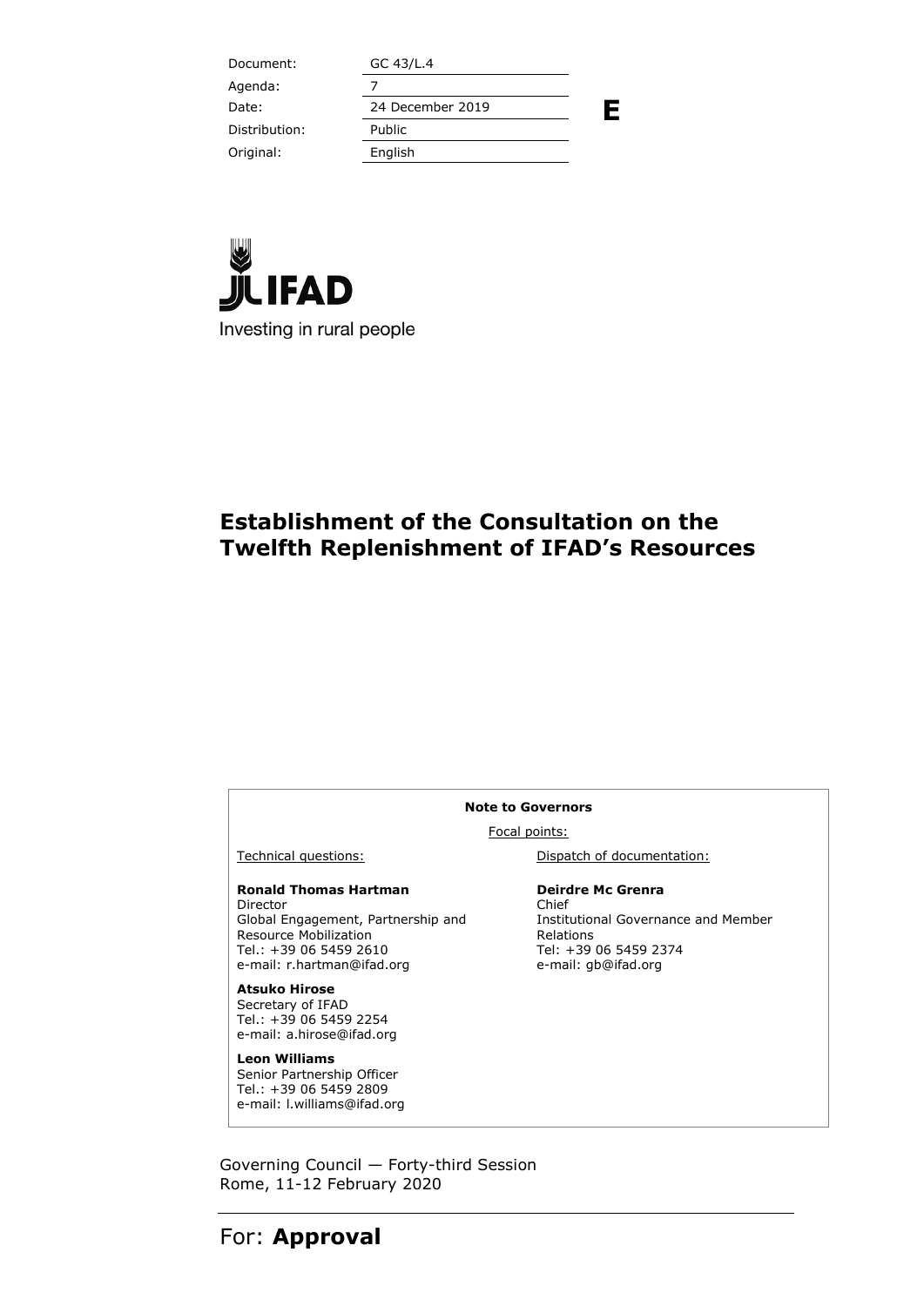| | |
|---|---|
| Document: | GC 43/L.4 |
| Agenda: | 7 |
| Date: | 24 December 2019 |
| Distribution: | Public |
| Original: | English |

**E**

IFAD

Investing in rural people

# Establishment of the Consultation on the Twelfth Replenishment of IFAD's Resources

**Note to Governors**

Focal points:

Technical questions:

**Ronald Thomas Hartman**
Director
Global Engagement, Partnership and Resource Mobilization
Tel.: +39 06 5459 2610
e-mail: r.hartman@ifad.org

**Atsuko Hirose**
Secretary of IFAD
Tel.: +39 06 5459 2254
e-mail: a.hirose@ifad.org

**Leon Williams**
Senior Partnership Officer
Tel.: +39 06 5459 2809
e-mail: l.williams@ifad.org

Dispatch of documentation:

**Deirdre Mc Grenra**
Chief
Institutional Governance and Member Relations
Tel: +39 06 5459 2374
e-mail: gb@ifad.org

Governing Council — Forty-third Session
Rome, 11-12 February 2020

For: **Approval**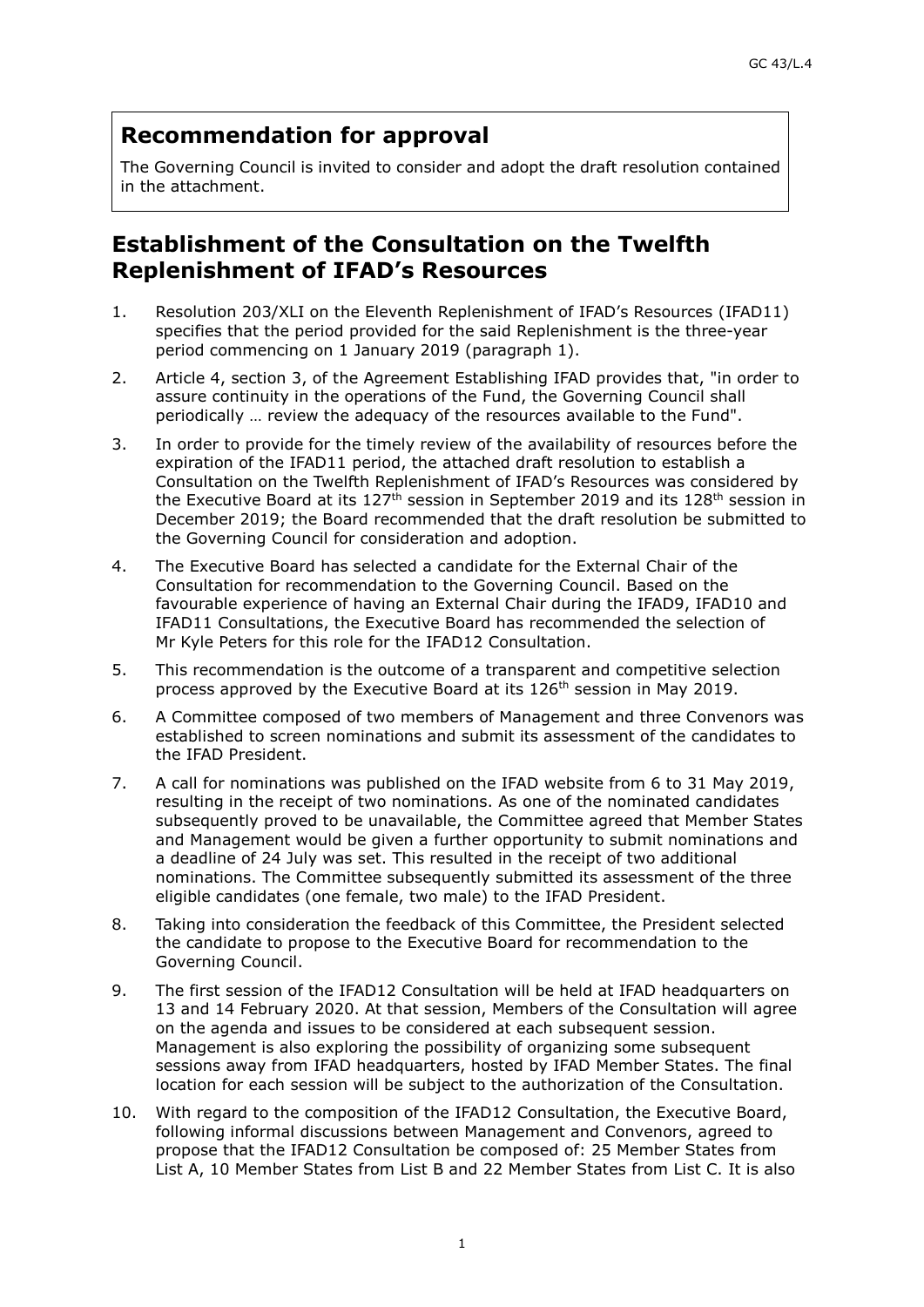## Recommendation for approval

The Governing Council is invited to consider and adopt the draft resolution contained in the attachment.

## Establishment of the Consultation on the Twelfth Replenishment of IFAD's Resources

1. Resolution 203/XLI on the Eleventh Replenishment of IFAD's Resources (IFAD11) specifies that the period provided for the said Replenishment is the three-year period commencing on 1 January 2019 (paragraph 1).
2. Article 4, section 3, of the Agreement Establishing IFAD provides that, "in order to assure continuity in the operations of the Fund, the Governing Council shall periodically … review the adequacy of the resources available to the Fund".
3. In order to provide for the timely review of the availability of resources before the expiration of the IFAD11 period, the attached draft resolution to establish a Consultation on the Twelfth Replenishment of IFAD's Resources was considered by the Executive Board at its 127th session in September 2019 and its 128th session in December 2019; the Board recommended that the draft resolution be submitted to the Governing Council for consideration and adoption.
4. The Executive Board has selected a candidate for the External Chair of the Consultation for recommendation to the Governing Council. Based on the favourable experience of having an External Chair during the IFAD9, IFAD10 and IFAD11 Consultations, the Executive Board has recommended the selection of Mr Kyle Peters for this role for the IFAD12 Consultation.
5. This recommendation is the outcome of a transparent and competitive selection process approved by the Executive Board at its 126th session in May 2019.
6. A Committee composed of two members of Management and three Convenors was established to screen nominations and submit its assessment of the candidates to the IFAD President.
7. A call for nominations was published on the IFAD website from 6 to 31 May 2019, resulting in the receipt of two nominations. As one of the nominated candidates subsequently proved to be unavailable, the Committee agreed that Member States and Management would be given a further opportunity to submit nominations and a deadline of 24 July was set. This resulted in the receipt of two additional nominations. The Committee subsequently submitted its assessment of the three eligible candidates (one female, two male) to the IFAD President.
8. Taking into consideration the feedback of this Committee, the President selected the candidate to propose to the Executive Board for recommendation to the Governing Council.
9. The first session of the IFAD12 Consultation will be held at IFAD headquarters on 13 and 14 February 2020. At that session, Members of the Consultation will agree on the agenda and issues to be considered at each subsequent session. Management is also exploring the possibility of organizing some subsequent sessions away from IFAD headquarters, hosted by IFAD Member States. The final location for each session will be subject to the authorization of the Consultation.
10. With regard to the composition of the IFAD12 Consultation, the Executive Board, following informal discussions between Management and Convenors, agreed to propose that the IFAD12 Consultation be composed of: 25 Member States from List A, 10 Member States from List B and 22 Member States from List C. It is also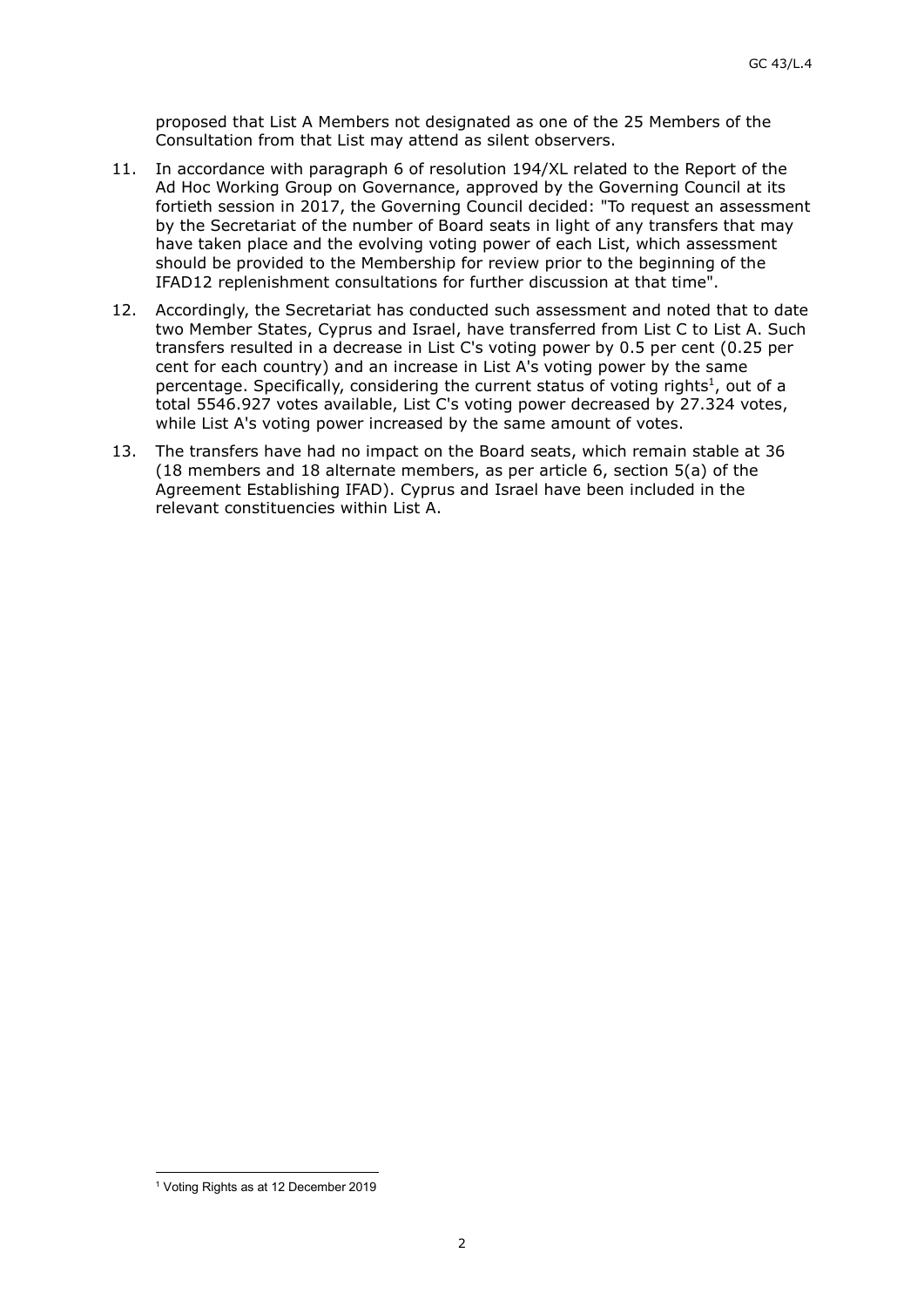proposed that List A Members not designated as one of the 25 Members of the Consultation from that List may attend as silent observers.

11. In accordance with paragraph 6 of resolution 194/XL related to the Report of the Ad Hoc Working Group on Governance, approved by the Governing Council at its fortieth session in 2017, the Governing Council decided: "To request an assessment by the Secretariat of the number of Board seats in light of any transfers that may have taken place and the evolving voting power of each List, which assessment should be provided to the Membership for review prior to the beginning of the IFAD12 replenishment consultations for further discussion at that time".

12. Accordingly, the Secretariat has conducted such assessment and noted that to date two Member States, Cyprus and Israel, have transferred from List C to List A. Such transfers resulted in a decrease in List C's voting power by 0.5 per cent (0.25 per cent for each country) and an increase in List A's voting power by the same percentage. Specifically, considering the current status of voting rights[1], out of a total 5546.927 votes available, List C's voting power decreased by 27.324 votes, while List A's voting power increased by the same amount of votes.

13. The transfers have had no impact on the Board seats, which remain stable at 36 (18 members and 18 alternate members, as per article 6, section 5(a) of the Agreement Establishing IFAD). Cyprus and Israel have been included in the relevant constituencies within List A.

[1] Voting Rights as at 12 December 2019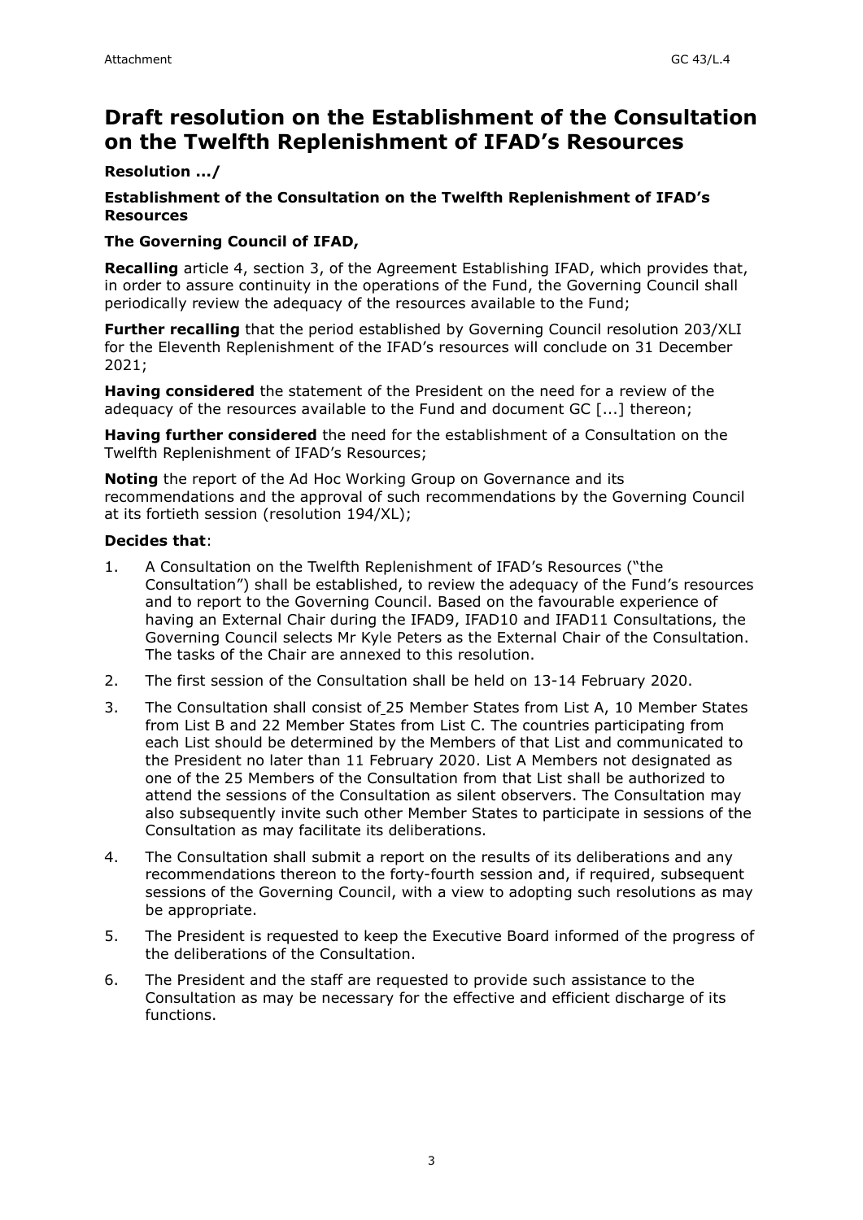# Draft resolution on the Establishment of the Consultation on the Twelfth Replenishment of IFAD's Resources

**Resolution .../**

**Establishment of the Consultation on the Twelfth Replenishment of IFAD's Resources**

**The Governing Council of IFAD,**

**Recalling** article 4, section 3, of the Agreement Establishing IFAD, which provides that, in order to assure continuity in the operations of the Fund, the Governing Council shall periodically review the adequacy of the resources available to the Fund;

**Further recalling** that the period established by Governing Council resolution 203/XLI for the Eleventh Replenishment of the IFAD's resources will conclude on 31 December 2021;

**Having considered** the statement of the President on the need for a review of the adequacy of the resources available to the Fund and document GC [...] thereon;

**Having further considered** the need for the establishment of a Consultation on the Twelfth Replenishment of IFAD's Resources;

**Noting** the report of the Ad Hoc Working Group on Governance and its recommendations and the approval of such recommendations by the Governing Council at its fortieth session (resolution 194/XL);

**Decides that**:

1. A Consultation on the Twelfth Replenishment of IFAD's Resources ("the Consultation") shall be established, to review the adequacy of the Fund's resources and to report to the Governing Council. Based on the favourable experience of having an External Chair during the IFAD9, IFAD10 and IFAD11 Consultations, the Governing Council selects Mr Kyle Peters as the External Chair of the Consultation. The tasks of the Chair are annexed to this resolution.
2. The first session of the Consultation shall be held on 13-14 February 2020.
3. The Consultation shall consist of 25 Member States from List A, 10 Member States from List B and 22 Member States from List C. The countries participating from each List should be determined by the Members of that List and communicated to the President no later than 11 February 2020. List A Members not designated as one of the 25 Members of the Consultation from that List shall be authorized to attend the sessions of the Consultation as silent observers. The Consultation may also subsequently invite such other Member States to participate in sessions of the Consultation as may facilitate its deliberations.
4. The Consultation shall submit a report on the results of its deliberations and any recommendations thereon to the forty-fourth session and, if required, subsequent sessions of the Governing Council, with a view to adopting such resolutions as may be appropriate.
5. The President is requested to keep the Executive Board informed of the progress of the deliberations of the Consultation.
6. The President and the staff are requested to provide such assistance to the Consultation as may be necessary for the effective and efficient discharge of its functions.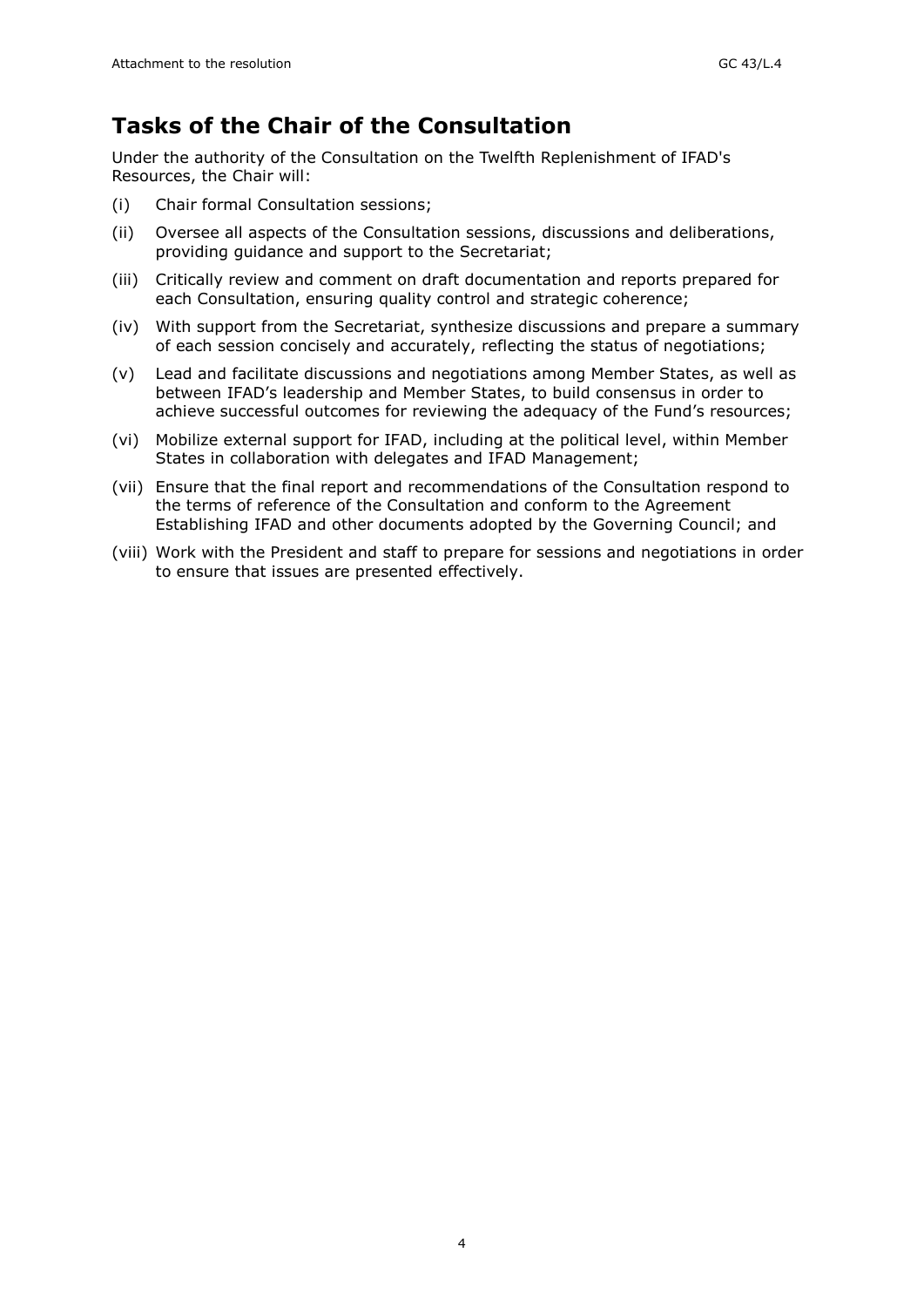## Tasks of the Chair of the Consultation

Under the authority of the Consultation on the Twelfth Replenishment of IFAD's Resources, the Chair will:

(i) Chair formal Consultation sessions;

(ii) Oversee all aspects of the Consultation sessions, discussions and deliberations, providing guidance and support to the Secretariat;

(iii) Critically review and comment on draft documentation and reports prepared for each Consultation, ensuring quality control and strategic coherence;

(iv) With support from the Secretariat, synthesize discussions and prepare a summary of each session concisely and accurately, reflecting the status of negotiations;

(v) Lead and facilitate discussions and negotiations among Member States, as well as between IFAD's leadership and Member States, to build consensus in order to achieve successful outcomes for reviewing the adequacy of the Fund's resources;

(vi) Mobilize external support for IFAD, including at the political level, within Member States in collaboration with delegates and IFAD Management;

(vii) Ensure that the final report and recommendations of the Consultation respond to the terms of reference of the Consultation and conform to the Agreement Establishing IFAD and other documents adopted by the Governing Council; and

(viii) Work with the President and staff to prepare for sessions and negotiations in order to ensure that issues are presented effectively.